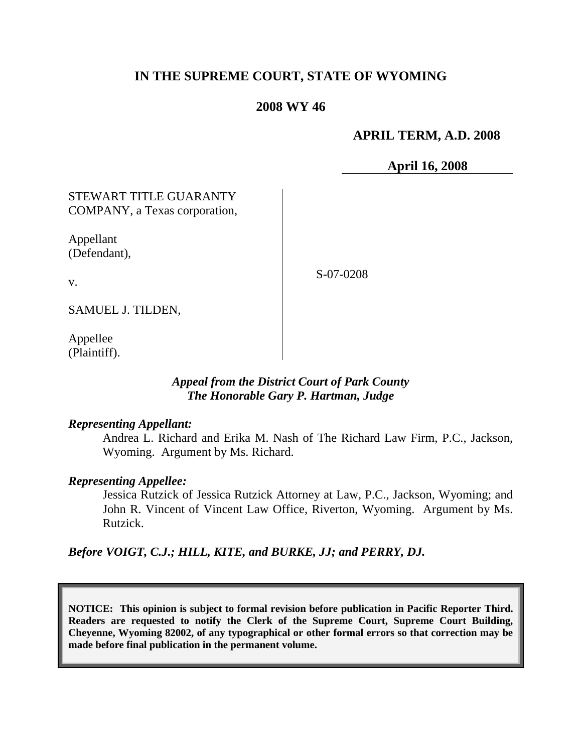**IN THE SUPREME COURT, STATE OF WYOMING**

**2008 WY 46**

**APRIL TERM, A.D. 2008**

**April 16, 2008**

| | | |
|---|---|---|
| STEWART TITLE GUARANTY COMPANY, a Texas corporation,<br><br>Appellant (Defendant),<br><br>v.<br><br>SAMUEL J. TILDEN,<br><br>Appellee (Plaintiff). | | S-07-0208 |

***Appeal from the District Court of Park County***
***The Honorable Gary P. Hartman, Judge***

***Representing Appellant:***

Andrea L. Richard and Erika M. Nash of The Richard Law Firm, P.C., Jackson, Wyoming. Argument by Ms. Richard.

***Representing Appellee:***

Jessica Rutzick of Jessica Rutzick Attorney at Law, P.C., Jackson, Wyoming; and John R. Vincent of Vincent Law Office, Riverton, Wyoming. Argument by Ms. Rutzick.

***Before VOIGT, C.J.; HILL, KITE, and BURKE, JJ; and PERRY, DJ.***

**NOTICE: This opinion is subject to formal revision before publication in Pacific Reporter Third. Readers are requested to notify the Clerk of the Supreme Court, Supreme Court Building, Cheyenne, Wyoming 82002, of any typographical or other formal errors so that correction may be made before final publication in the permanent volume.**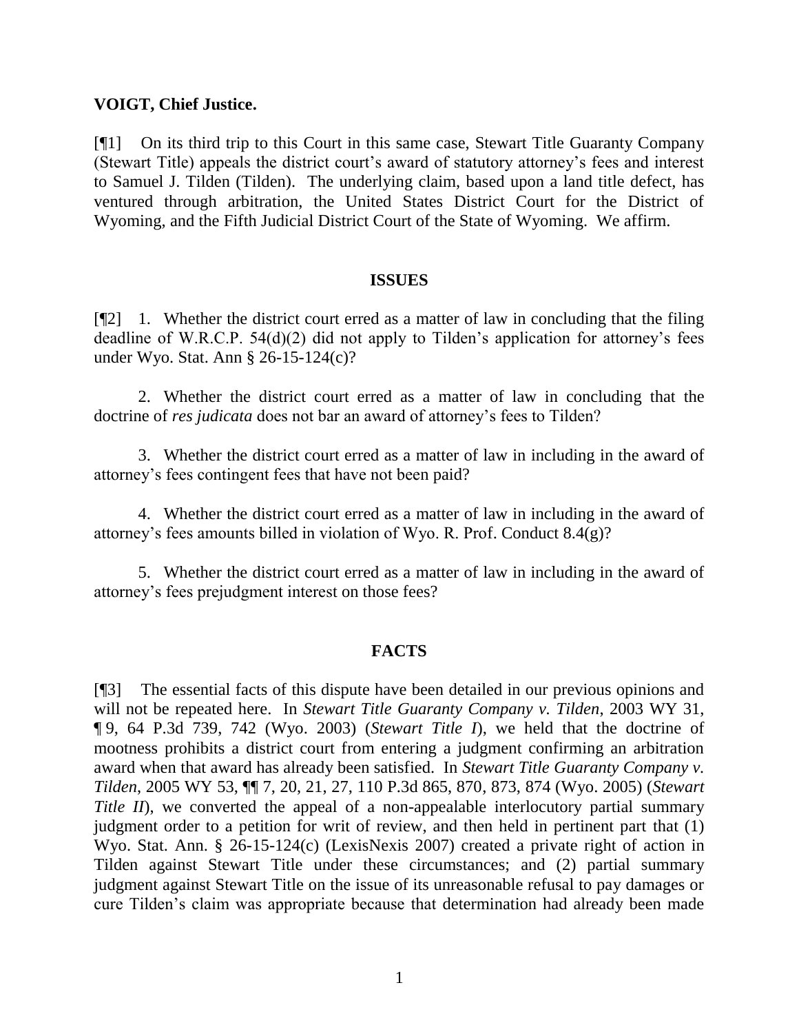**VOIGT, Chief Justice.**

[¶1] On its third trip to this Court in this same case, Stewart Title Guaranty Company (Stewart Title) appeals the district court's award of statutory attorney's fees and interest to Samuel J. Tilden (Tilden). The underlying claim, based upon a land title defect, has ventured through arbitration, the United States District Court for the District of Wyoming, and the Fifth Judicial District Court of the State of Wyoming. We affirm.

## ISSUES

[¶2] 1. Whether the district court erred as a matter of law in concluding that the filing deadline of W.R.C.P. 54(d)(2) did not apply to Tilden's application for attorney's fees under Wyo. Stat. Ann § 26-15-124(c)?

2. Whether the district court erred as a matter of law in concluding that the doctrine of *res judicata* does not bar an award of attorney's fees to Tilden?

3. Whether the district court erred as a matter of law in including in the award of attorney's fees contingent fees that have not been paid?

4. Whether the district court erred as a matter of law in including in the award of attorney's fees amounts billed in violation of Wyo. R. Prof. Conduct 8.4(g)?

5. Whether the district court erred as a matter of law in including in the award of attorney's fees prejudgment interest on those fees?

## FACTS

[¶3] The essential facts of this dispute have been detailed in our previous opinions and will not be repeated here. In *Stewart Title Guaranty Company v. Tilden*, 2003 WY 31, ¶ 9, 64 P.3d 739, 742 (Wyo. 2003) (*Stewart Title I*), we held that the doctrine of mootness prohibits a district court from entering a judgment confirming an arbitration award when that award has already been satisfied. In *Stewart Title Guaranty Company v. Tilden*, 2005 WY 53, ¶¶ 7, 20, 21, 27, 110 P.3d 865, 870, 873, 874 (Wyo. 2005) (*Stewart Title II*), we converted the appeal of a non-appealable interlocutory partial summary judgment order to a petition for writ of review, and then held in pertinent part that (1) Wyo. Stat. Ann. § 26-15-124(c) (LexisNexis 2007) created a private right of action in Tilden against Stewart Title under these circumstances; and (2) partial summary judgment against Stewart Title on the issue of its unreasonable refusal to pay damages or cure Tilden's claim was appropriate because that determination had already been made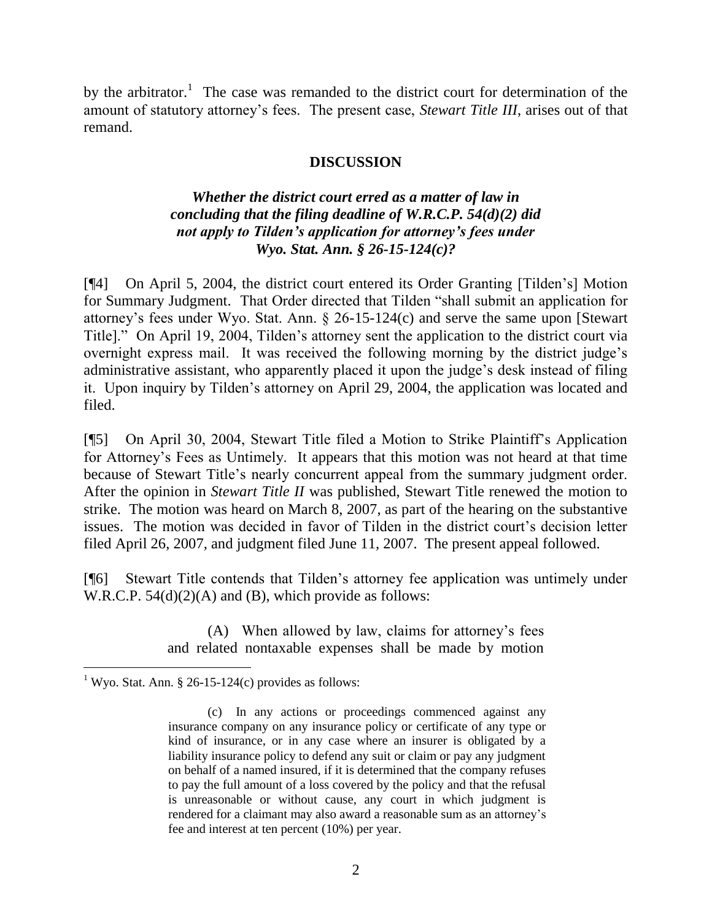by the arbitrator.[1] The case was remanded to the district court for determination of the amount of statutory attorney's fees. The present case, *Stewart Title III*, arises out of that remand.

## DISCUSSION

### *Whether the district court erred as a matter of law in concluding that the filing deadline of W.R.C.P. 54(d)(2) did not apply to Tilden's application for attorney's fees under Wyo. Stat. Ann. § 26-15-124(c)?*

[¶4] On April 5, 2004, the district court entered its Order Granting [Tilden's] Motion for Summary Judgment. That Order directed that Tilden "shall submit an application for attorney's fees under Wyo. Stat. Ann. § 26-15-124(c) and serve the same upon [Stewart Title]." On April 19, 2004, Tilden's attorney sent the application to the district court via overnight express mail. It was received the following morning by the district judge's administrative assistant, who apparently placed it upon the judge's desk instead of filing it. Upon inquiry by Tilden's attorney on April 29, 2004, the application was located and filed.

[¶5] On April 30, 2004, Stewart Title filed a Motion to Strike Plaintiff's Application for Attorney's Fees as Untimely. It appears that this motion was not heard at that time because of Stewart Title's nearly concurrent appeal from the summary judgment order. After the opinion in *Stewart Title II* was published, Stewart Title renewed the motion to strike. The motion was heard on March 8, 2007, as part of the hearing on the substantive issues. The motion was decided in favor of Tilden in the district court's decision letter filed April 26, 2007, and judgment filed June 11, 2007. The present appeal followed.

[¶6] Stewart Title contends that Tilden's attorney fee application was untimely under W.R.C.P. 54(d)(2)(A) and (B), which provide as follows:

> (A) When allowed by law, claims for attorney's fees and related nontaxable expenses shall be made by motion

---

[1] Wyo. Stat. Ann. § 26-15-124(c) provides as follows:

> (c) In any actions or proceedings commenced against any insurance company on any insurance policy or certificate of any type or kind of insurance, or in any case where an insurer is obligated by a liability insurance policy to defend any suit or claim or pay any judgment on behalf of a named insured, if it is determined that the company refuses to pay the full amount of a loss covered by the policy and that the refusal is unreasonable or without cause, any court in which judgment is rendered for a claimant may also award a reasonable sum as an attorney's fee and interest at ten percent (10%) per year.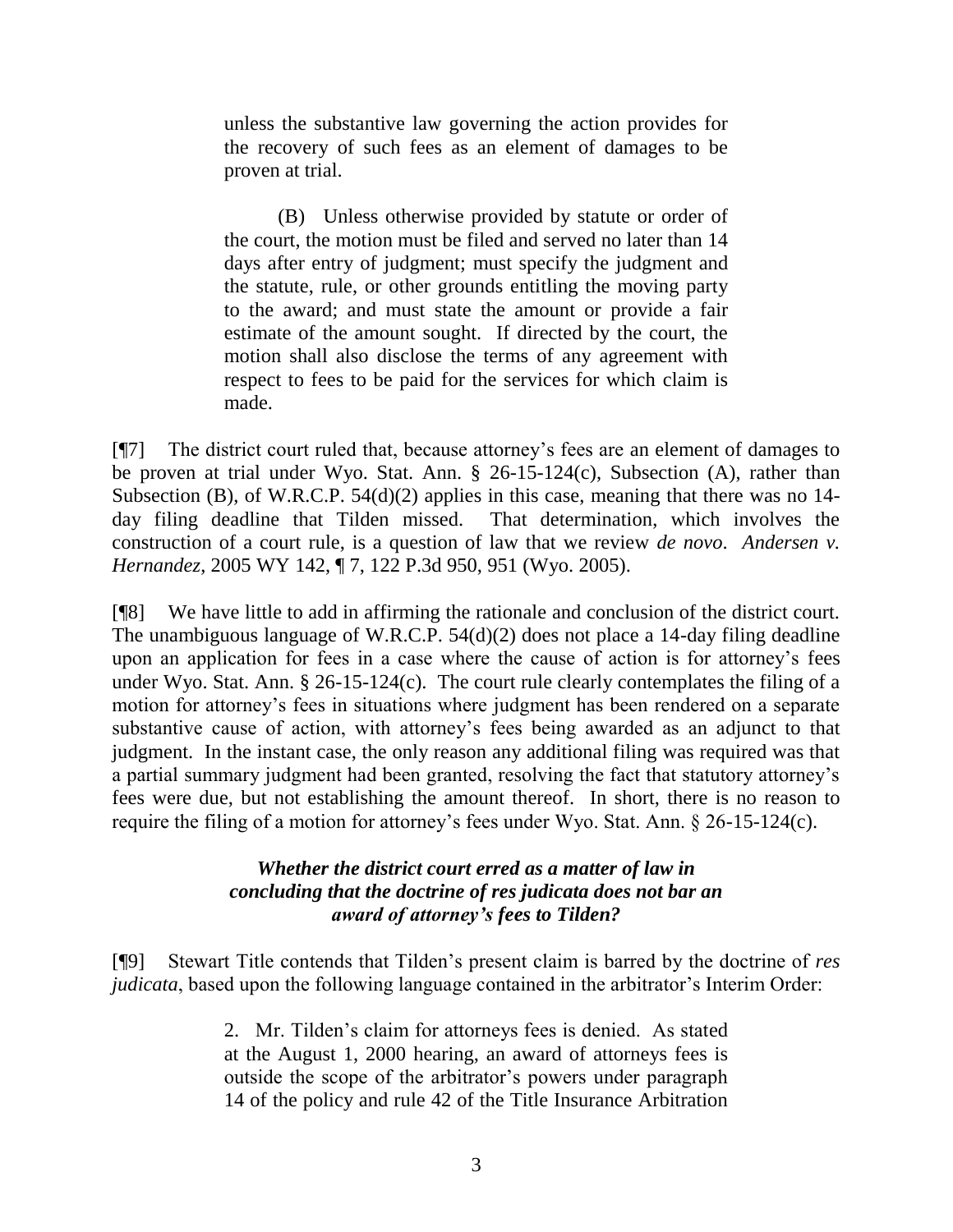> unless the substantive law governing the action provides for the recovery of such fees as an element of damages to be proven at trial.
>
> (B) Unless otherwise provided by statute or order of the court, the motion must be filed and served no later than 14 days after entry of judgment; must specify the judgment and the statute, rule, or other grounds entitling the moving party to the award; and must state the amount or provide a fair estimate of the amount sought. If directed by the court, the motion shall also disclose the terms of any agreement with respect to fees to be paid for the services for which claim is made.

[¶7] The district court ruled that, because attorney's fees are an element of damages to be proven at trial under Wyo. Stat. Ann. § 26-15-124(c), Subsection (A), rather than Subsection (B), of W.R.C.P. 54(d)(2) applies in this case, meaning that there was no 14-day filing deadline that Tilden missed. That determination, which involves the construction of a court rule, is a question of law that we review *de novo*. *Andersen v. Hernandez*, 2005 WY 142, ¶ 7, 122 P.3d 950, 951 (Wyo. 2005).

[¶8] We have little to add in affirming the rationale and conclusion of the district court. The unambiguous language of W.R.C.P. 54(d)(2) does not place a 14-day filing deadline upon an application for fees in a case where the cause of action is for attorney's fees under Wyo. Stat. Ann. § 26-15-124(c). The court rule clearly contemplates the filing of a motion for attorney's fees in situations where judgment has been rendered on a separate substantive cause of action, with attorney's fees being awarded as an adjunct to that judgment. In the instant case, the only reason any additional filing was required was that a partial summary judgment had been granted, resolving the fact that statutory attorney's fees were due, but not establishing the amount thereof. In short, there is no reason to require the filing of a motion for attorney's fees under Wyo. Stat. Ann. § 26-15-124(c).

### *Whether the district court erred as a matter of law in concluding that the doctrine of res judicata does not bar an award of attorney's fees to Tilden?*

[¶9] Stewart Title contends that Tilden's present claim is barred by the doctrine of *res judicata*, based upon the following language contained in the arbitrator's Interim Order:

> 2. Mr. Tilden's claim for attorneys fees is denied. As stated at the August 1, 2000 hearing, an award of attorneys fees is outside the scope of the arbitrator's powers under paragraph 14 of the policy and rule 42 of the Title Insurance Arbitration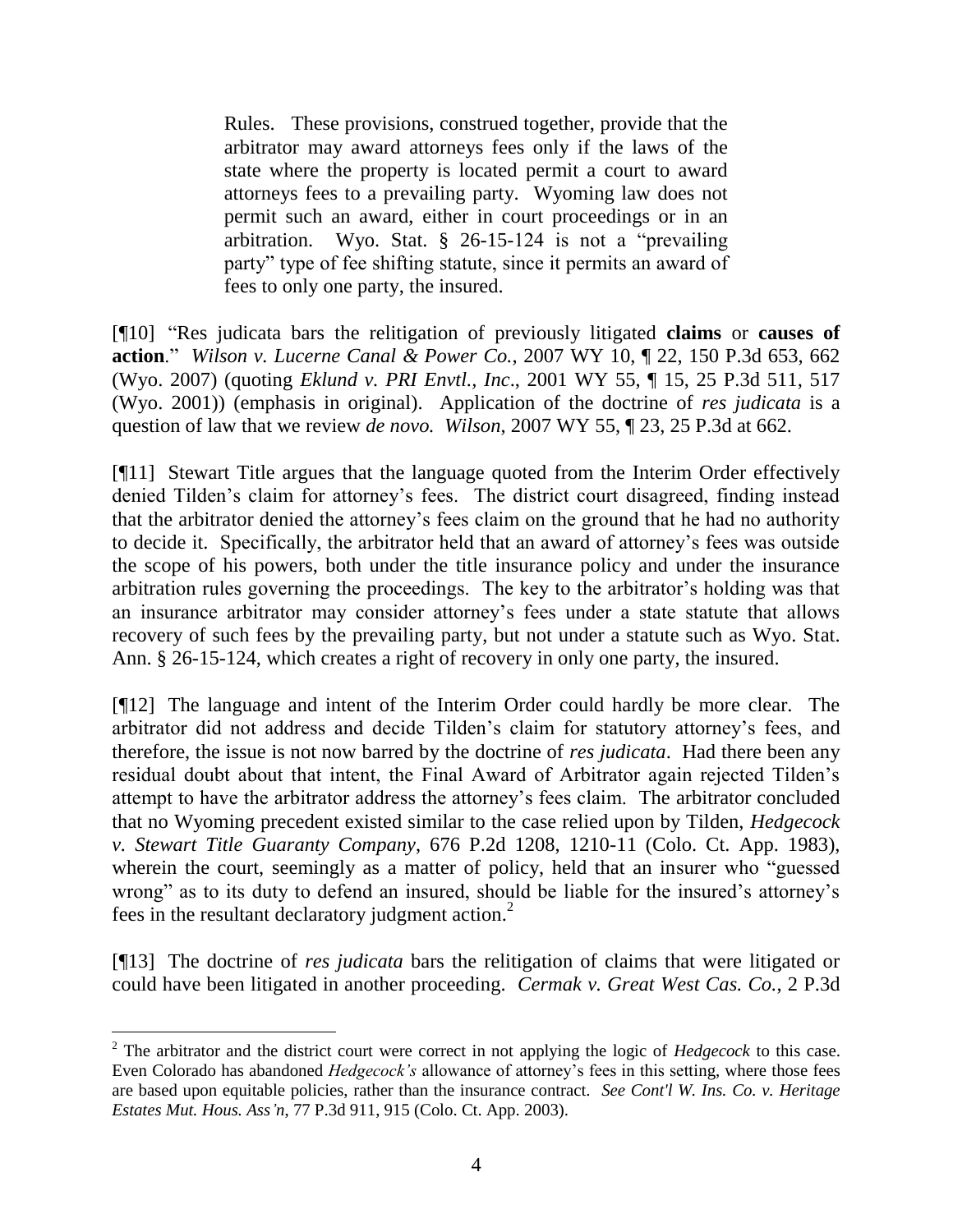> Rules. These provisions, construed together, provide that the arbitrator may award attorneys fees only if the laws of the state where the property is located permit a court to award attorneys fees to a prevailing party. Wyoming law does not permit such an award, either in court proceedings or in an arbitration. Wyo. Stat. § 26-15-124 is not a "prevailing party" type of fee shifting statute, since it permits an award of fees to only one party, the insured.

[¶10] "Res judicata bars the relitigation of previously litigated **claims** or **causes of action**." *Wilson v. Lucerne Canal & Power Co.*, 2007 WY 10, ¶ 22, 150 P.3d 653, 662 (Wyo. 2007) (quoting *Eklund v. PRI Envtl., Inc*., 2001 WY 55, ¶ 15, 25 P.3d 511, 517 (Wyo. 2001)) (emphasis in original). Application of the doctrine of *res judicata* is a question of law that we review *de novo. Wilson*, 2007 WY 55, ¶ 23, 25 P.3d at 662.

[¶11] Stewart Title argues that the language quoted from the Interim Order effectively denied Tilden's claim for attorney's fees. The district court disagreed, finding instead that the arbitrator denied the attorney's fees claim on the ground that he had no authority to decide it. Specifically, the arbitrator held that an award of attorney's fees was outside the scope of his powers, both under the title insurance policy and under the insurance arbitration rules governing the proceedings. The key to the arbitrator's holding was that an insurance arbitrator may consider attorney's fees under a state statute that allows recovery of such fees by the prevailing party, but not under a statute such as Wyo. Stat. Ann. § 26-15-124, which creates a right of recovery in only one party, the insured.

[¶12] The language and intent of the Interim Order could hardly be more clear. The arbitrator did not address and decide Tilden's claim for statutory attorney's fees, and therefore, the issue is not now barred by the doctrine of *res judicata*. Had there been any residual doubt about that intent, the Final Award of Arbitrator again rejected Tilden's attempt to have the arbitrator address the attorney's fees claim. The arbitrator concluded that no Wyoming precedent existed similar to the case relied upon by Tilden, *Hedgecock v. Stewart Title Guaranty Company*, 676 P.2d 1208, 1210-11 (Colo. Ct. App. 1983), wherein the court, seemingly as a matter of policy, held that an insurer who "guessed wrong" as to its duty to defend an insured, should be liable for the insured's attorney's fees in the resultant declaratory judgment action.[2]

[¶13] The doctrine of *res judicata* bars the relitigation of claims that were litigated or could have been litigated in another proceeding. *Cermak v. Great West Cas. Co.*, 2 P.3d

---

[2] The arbitrator and the district court were correct in not applying the logic of *Hedgecock* to this case. Even Colorado has abandoned *Hedgecock's* allowance of attorney's fees in this setting, where those fees are based upon equitable policies, rather than the insurance contract. *See Cont'l W. Ins. Co. v. Heritage Estates Mut. Hous. Ass'n*, 77 P.3d 911, 915 (Colo. Ct. App. 2003).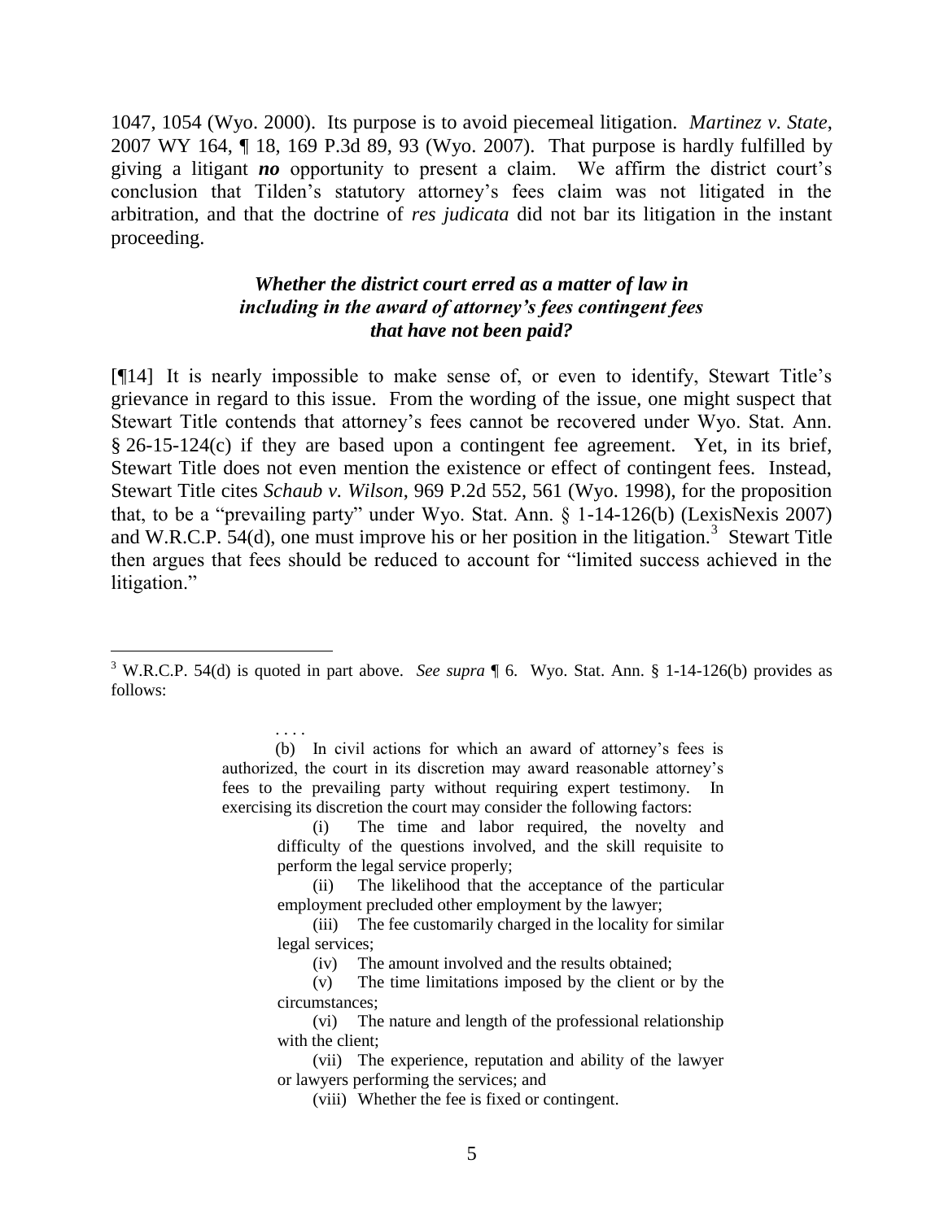1047, 1054 (Wyo. 2000). Its purpose is to avoid piecemeal litigation. *Martinez v. State*, 2007 WY 164, ¶ 18, 169 P.3d 89, 93 (Wyo. 2007). That purpose is hardly fulfilled by giving a litigant ***no*** opportunity to present a claim. We affirm the district court's conclusion that Tilden's statutory attorney's fees claim was not litigated in the arbitration, and that the doctrine of *res judicata* did not bar its litigation in the instant proceeding.

### *Whether the district court erred as a matter of law in including in the award of attorney's fees contingent fees that have not been paid?*

[¶14] It is nearly impossible to make sense of, or even to identify, Stewart Title's grievance in regard to this issue. From the wording of the issue, one might suspect that Stewart Title contends that attorney's fees cannot be recovered under Wyo. Stat. Ann. § 26-15-124(c) if they are based upon a contingent fee agreement. Yet, in its brief, Stewart Title does not even mention the existence or effect of contingent fees. Instead, Stewart Title cites *Schaub v. Wilson*, 969 P.2d 552, 561 (Wyo. 1998), for the proposition that, to be a "prevailing party" under Wyo. Stat. Ann. § 1-14-126(b) (LexisNexis 2007) and W.R.C.P. 54(d), one must improve his or her position in the litigation.[3] Stewart Title then argues that fees should be reduced to account for "limited success achieved in the litigation."

---

[3] W.R.C.P. 54(d) is quoted in part above. *See supra* ¶ 6. Wyo. Stat. Ann. § 1-14-126(b) provides as follows:

> . . . .
>
> (b) In civil actions for which an award of attorney's fees is authorized, the court in its discretion may award reasonable attorney's fees to the prevailing party without requiring expert testimony. In exercising its discretion the court may consider the following factors:
>
> (i) The time and labor required, the novelty and difficulty of the questions involved, and the skill requisite to perform the legal service properly;
>
> (ii) The likelihood that the acceptance of the particular employment precluded other employment by the lawyer;
>
> (iii) The fee customarily charged in the locality for similar legal services;
>
> (iv) The amount involved and the results obtained;
>
> (v) The time limitations imposed by the client or by the circumstances;
>
> (vi) The nature and length of the professional relationship with the client;
>
> (vii) The experience, reputation and ability of the lawyer or lawyers performing the services; and
>
> (viii) Whether the fee is fixed or contingent.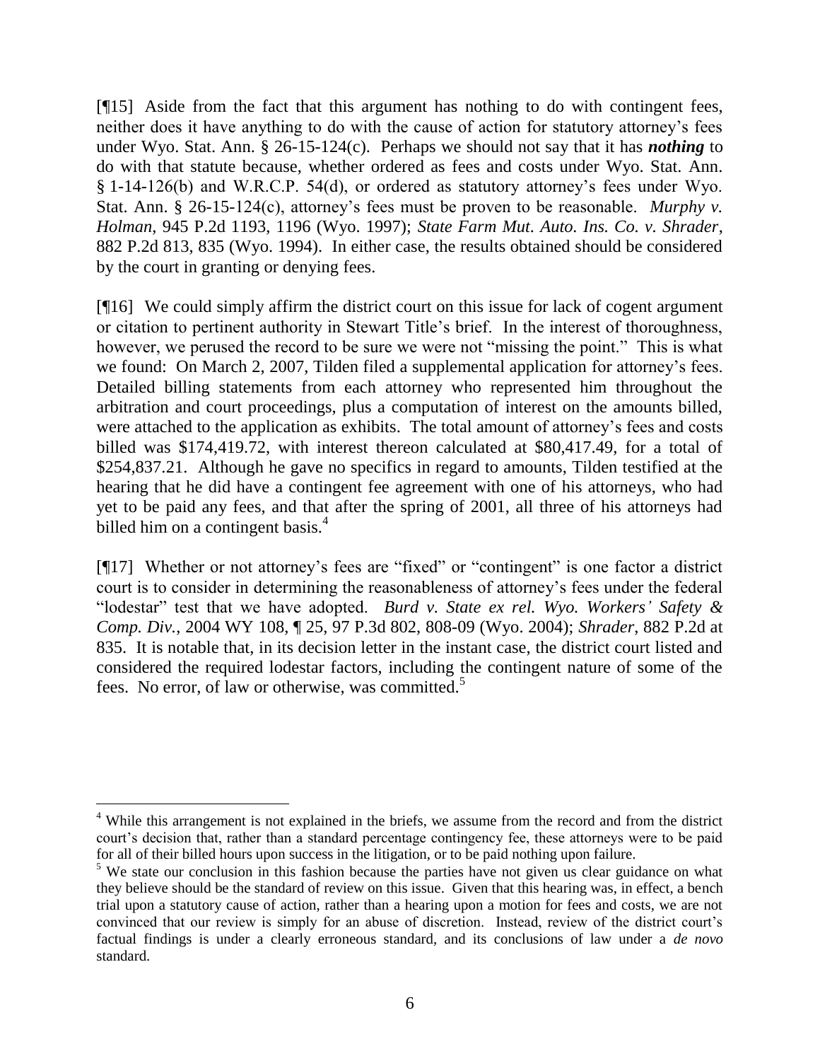[¶15] Aside from the fact that this argument has nothing to do with contingent fees, neither does it have anything to do with the cause of action for statutory attorney's fees under Wyo. Stat. Ann. § 26-15-124(c). Perhaps we should not say that it has ***nothing*** to do with that statute because, whether ordered as fees and costs under Wyo. Stat. Ann. § 1-14-126(b) and W.R.C.P. 54(d), or ordered as statutory attorney's fees under Wyo. Stat. Ann. § 26-15-124(c), attorney's fees must be proven to be reasonable. *Murphy v. Holman*, 945 P.2d 1193, 1196 (Wyo. 1997); *State Farm Mut. Auto. Ins. Co. v. Shrader*, 882 P.2d 813, 835 (Wyo. 1994). In either case, the results obtained should be considered by the court in granting or denying fees.

[¶16] We could simply affirm the district court on this issue for lack of cogent argument or citation to pertinent authority in Stewart Title's brief. In the interest of thoroughness, however, we perused the record to be sure we were not "missing the point." This is what we found: On March 2, 2007, Tilden filed a supplemental application for attorney's fees. Detailed billing statements from each attorney who represented him throughout the arbitration and court proceedings, plus a computation of interest on the amounts billed, were attached to the application as exhibits. The total amount of attorney's fees and costs billed was $174,419.72, with interest thereon calculated at $80,417.49, for a total of $254,837.21. Although he gave no specifics in regard to amounts, Tilden testified at the hearing that he did have a contingent fee agreement with one of his attorneys, who had yet to be paid any fees, and that after the spring of 2001, all three of his attorneys had billed him on a contingent basis.[4]

[¶17] Whether or not attorney's fees are "fixed" or "contingent" is one factor a district court is to consider in determining the reasonableness of attorney's fees under the federal "lodestar" test that we have adopted. *Burd v. State ex rel. Wyo. Workers' Safety & Comp. Div.*, 2004 WY 108, ¶ 25, 97 P.3d 802, 808-09 (Wyo. 2004); *Shrader*, 882 P.2d at 835. It is notable that, in its decision letter in the instant case, the district court listed and considered the required lodestar factors, including the contingent nature of some of the fees. No error, of law or otherwise, was committed.[5]

---

[4] While this arrangement is not explained in the briefs, we assume from the record and from the district court's decision that, rather than a standard percentage contingency fee, these attorneys were to be paid for all of their billed hours upon success in the litigation, or to be paid nothing upon failure.

[5] We state our conclusion in this fashion because the parties have not given us clear guidance on what they believe should be the standard of review on this issue. Given that this hearing was, in effect, a bench trial upon a statutory cause of action, rather than a hearing upon a motion for fees and costs, we are not convinced that our review is simply for an abuse of discretion. Instead, review of the district court's factual findings is under a clearly erroneous standard, and its conclusions of law under a *de novo* standard.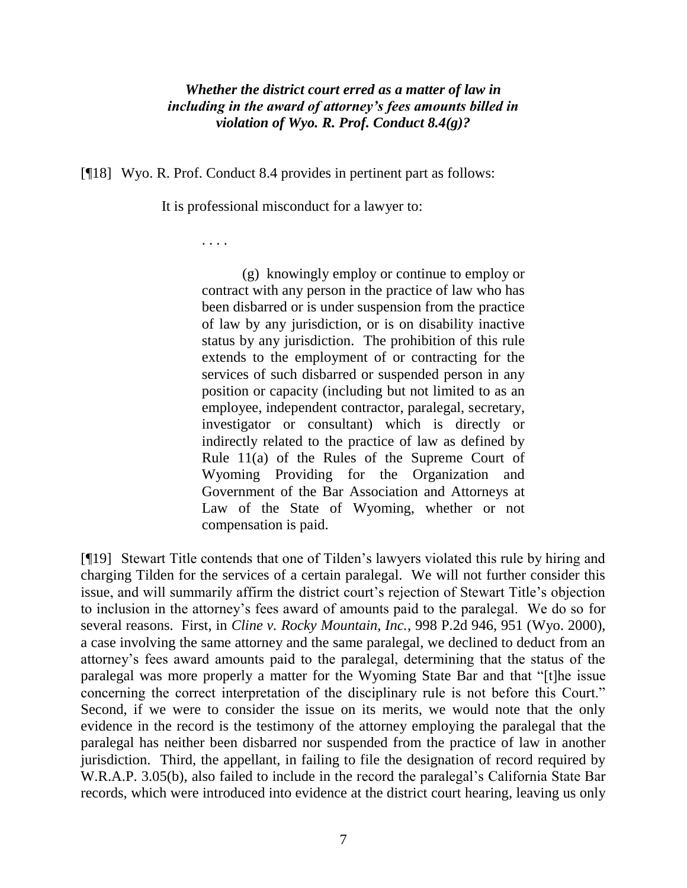***Whether the district court erred as a matter of law in including in the award of attorney's fees amounts billed in violation of Wyo. R. Prof. Conduct 8.4(g)?***

[¶18] Wyo. R. Prof. Conduct 8.4 provides in pertinent part as follows:

> It is professional misconduct for a lawyer to:
>
> . . . .
>
> > (g) knowingly employ or continue to employ or contract with any person in the practice of law who has been disbarred or is under suspension from the practice of law by any jurisdiction, or is on disability inactive status by any jurisdiction. The prohibition of this rule extends to the employment of or contracting for the services of such disbarred or suspended person in any position or capacity (including but not limited to as an employee, independent contractor, paralegal, secretary, investigator or consultant) which is directly or indirectly related to the practice of law as defined by Rule 11(a) of the Rules of the Supreme Court of Wyoming Providing for the Organization and Government of the Bar Association and Attorneys at Law of the State of Wyoming, whether or not compensation is paid.

[¶19] Stewart Title contends that one of Tilden's lawyers violated this rule by hiring and charging Tilden for the services of a certain paralegal. We will not further consider this issue, and will summarily affirm the district court's rejection of Stewart Title's objection to inclusion in the attorney's fees award of amounts paid to the paralegal. We do so for several reasons. First, in *Cline v. Rocky Mountain, Inc.*, 998 P.2d 946, 951 (Wyo. 2000), a case involving the same attorney and the same paralegal, we declined to deduct from an attorney's fees award amounts paid to the paralegal, determining that the status of the paralegal was more properly a matter for the Wyoming State Bar and that "[t]he issue concerning the correct interpretation of the disciplinary rule is not before this Court." Second, if we were to consider the issue on its merits, we would note that the only evidence in the record is the testimony of the attorney employing the paralegal that the paralegal has neither been disbarred nor suspended from the practice of law in another jurisdiction. Third, the appellant, in failing to file the designation of record required by W.R.A.P. 3.05(b), also failed to include in the record the paralegal's California State Bar records, which were introduced into evidence at the district court hearing, leaving us only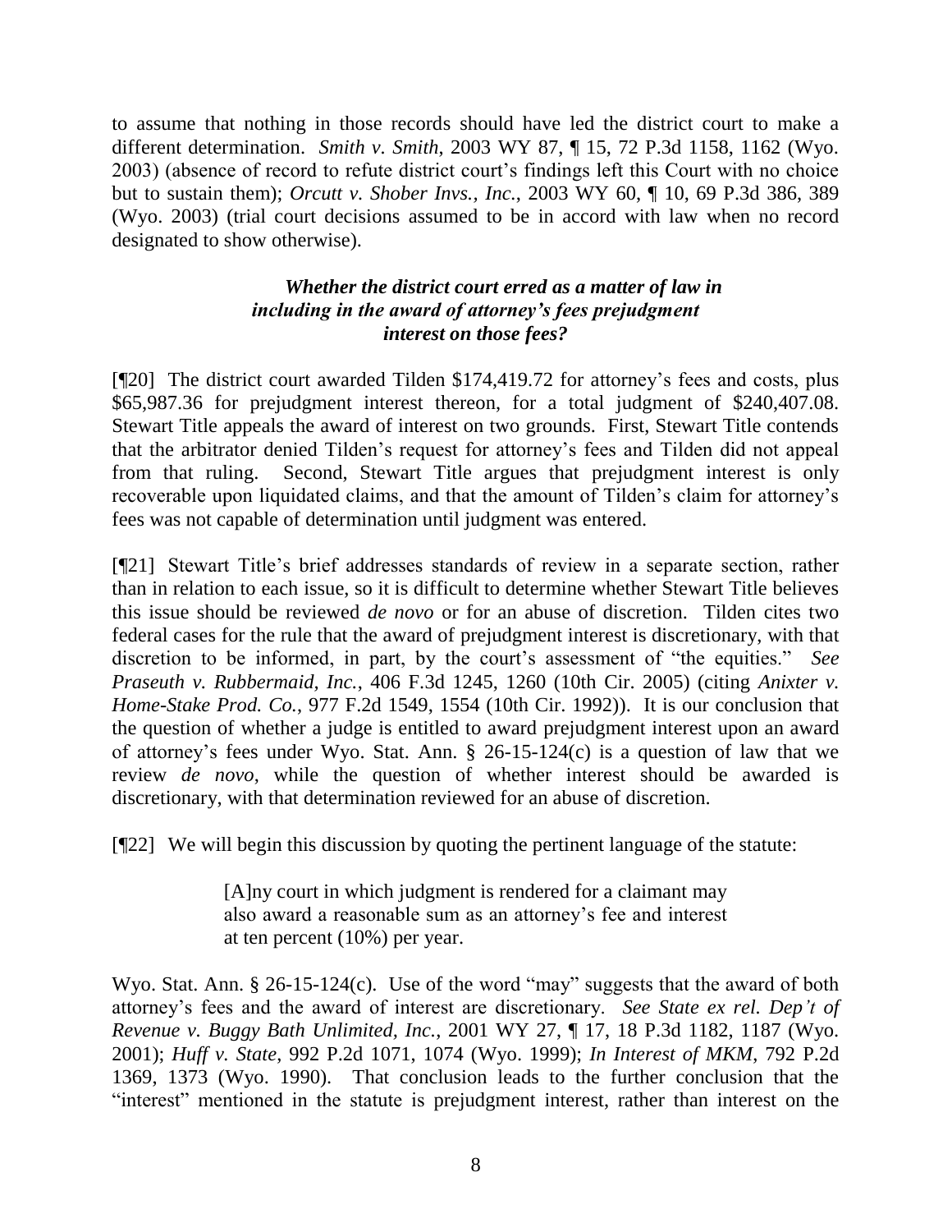to assume that nothing in those records should have led the district court to make a different determination. *Smith v. Smith*, 2003 WY 87, ¶ 15, 72 P.3d 1158, 1162 (Wyo. 2003) (absence of record to refute district court's findings left this Court with no choice but to sustain them); *Orcutt v. Shober Invs., Inc.*, 2003 WY 60, ¶ 10, 69 P.3d 386, 389 (Wyo. 2003) (trial court decisions assumed to be in accord with law when no record designated to show otherwise).

***Whether the district court erred as a matter of law in including in the award of attorney's fees prejudgment interest on those fees?***

[¶20] The district court awarded Tilden $174,419.72 for attorney's fees and costs, plus $65,987.36 for prejudgment interest thereon, for a total judgment of $240,407.08. Stewart Title appeals the award of interest on two grounds. First, Stewart Title contends that the arbitrator denied Tilden's request for attorney's fees and Tilden did not appeal from that ruling. Second, Stewart Title argues that prejudgment interest is only recoverable upon liquidated claims, and that the amount of Tilden's claim for attorney's fees was not capable of determination until judgment was entered.

[¶21] Stewart Title's brief addresses standards of review in a separate section, rather than in relation to each issue, so it is difficult to determine whether Stewart Title believes this issue should be reviewed *de novo* or for an abuse of discretion. Tilden cites two federal cases for the rule that the award of prejudgment interest is discretionary, with that discretion to be informed, in part, by the court's assessment of "the equities." *See Praseuth v. Rubbermaid, Inc.*, 406 F.3d 1245, 1260 (10th Cir. 2005) (citing *Anixter v. Home-Stake Prod. Co.*, 977 F.2d 1549, 1554 (10th Cir. 1992)). It is our conclusion that the question of whether a judge is entitled to award prejudgment interest upon an award of attorney's fees under Wyo. Stat. Ann. § 26-15-124(c) is a question of law that we review *de novo*, while the question of whether interest should be awarded is discretionary, with that determination reviewed for an abuse of discretion.

[¶22] We will begin this discussion by quoting the pertinent language of the statute:

> [A]ny court in which judgment is rendered for a claimant may also award a reasonable sum as an attorney's fee and interest at ten percent (10%) per year.

Wyo. Stat. Ann. § 26-15-124(c). Use of the word "may" suggests that the award of both attorney's fees and the award of interest are discretionary. *See State ex rel. Dep't of Revenue v. Buggy Bath Unlimited, Inc.*, 2001 WY 27, ¶ 17, 18 P.3d 1182, 1187 (Wyo. 2001); *Huff v. State*, 992 P.2d 1071, 1074 (Wyo. 1999); *In Interest of MKM*, 792 P.2d 1369, 1373 (Wyo. 1990). That conclusion leads to the further conclusion that the "interest" mentioned in the statute is prejudgment interest, rather than interest on the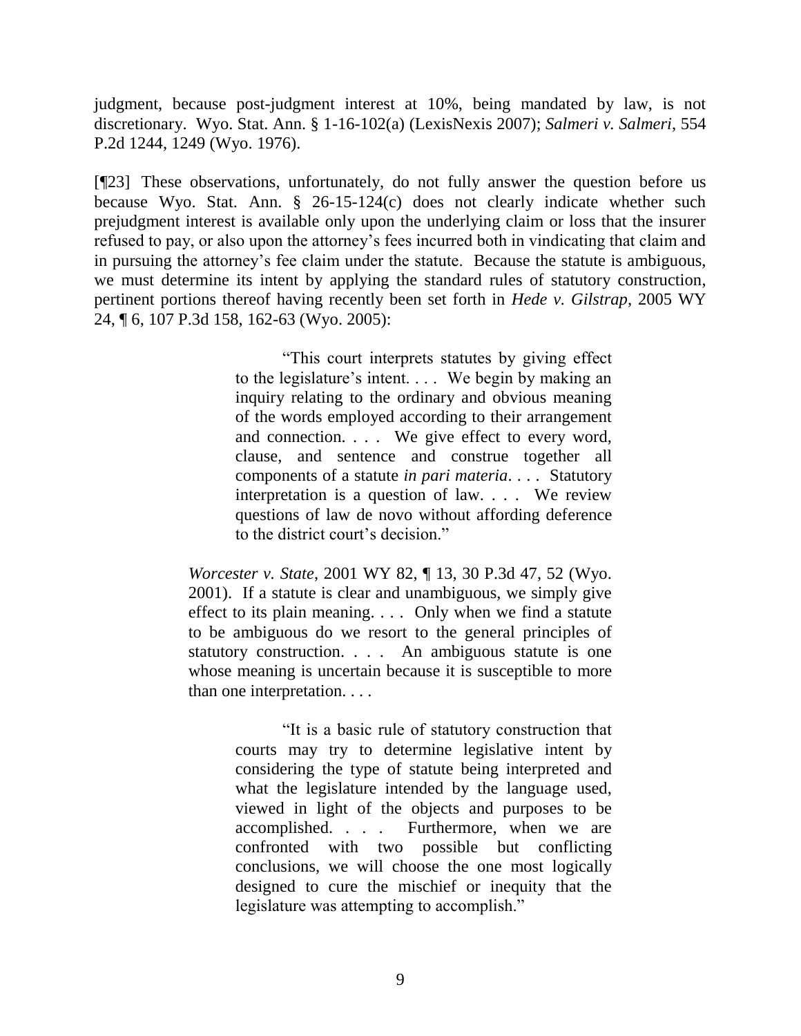judgment, because post-judgment interest at 10%, being mandated by law, is not discretionary. Wyo. Stat. Ann. § 1-16-102(a) (LexisNexis 2007); *Salmeri v. Salmeri*, 554 P.2d 1244, 1249 (Wyo. 1976).

[¶23] These observations, unfortunately, do not fully answer the question before us because Wyo. Stat. Ann. § 26-15-124(c) does not clearly indicate whether such prejudgment interest is available only upon the underlying claim or loss that the insurer refused to pay, or also upon the attorney's fees incurred both in vindicating that claim and in pursuing the attorney's fee claim under the statute. Because the statute is ambiguous, we must determine its intent by applying the standard rules of statutory construction, pertinent portions thereof having recently been set forth in *Hede v. Gilstrap*, 2005 WY 24, ¶ 6, 107 P.3d 158, 162-63 (Wyo. 2005):

> "This court interprets statutes by giving effect to the legislature's intent. . . . We begin by making an inquiry relating to the ordinary and obvious meaning of the words employed according to their arrangement and connection. . . . We give effect to every word, clause, and sentence and construe together all components of a statute *in pari materia*. . . . Statutory interpretation is a question of law. . . . We review questions of law de novo without affording deference to the district court's decision."
>
> *Worcester v. State*, 2001 WY 82, ¶ 13, 30 P.3d 47, 52 (Wyo. 2001). If a statute is clear and unambiguous, we simply give effect to its plain meaning. . . . Only when we find a statute to be ambiguous do we resort to the general principles of statutory construction. . . . An ambiguous statute is one whose meaning is uncertain because it is susceptible to more than one interpretation. . . .
>
> > "It is a basic rule of statutory construction that courts may try to determine legislative intent by considering the type of statute being interpreted and what the legislature intended by the language used, viewed in light of the objects and purposes to be accomplished. . . . Furthermore, when we are confronted with two possible but conflicting conclusions, we will choose the one most logically designed to cure the mischief or inequity that the legislature was attempting to accomplish."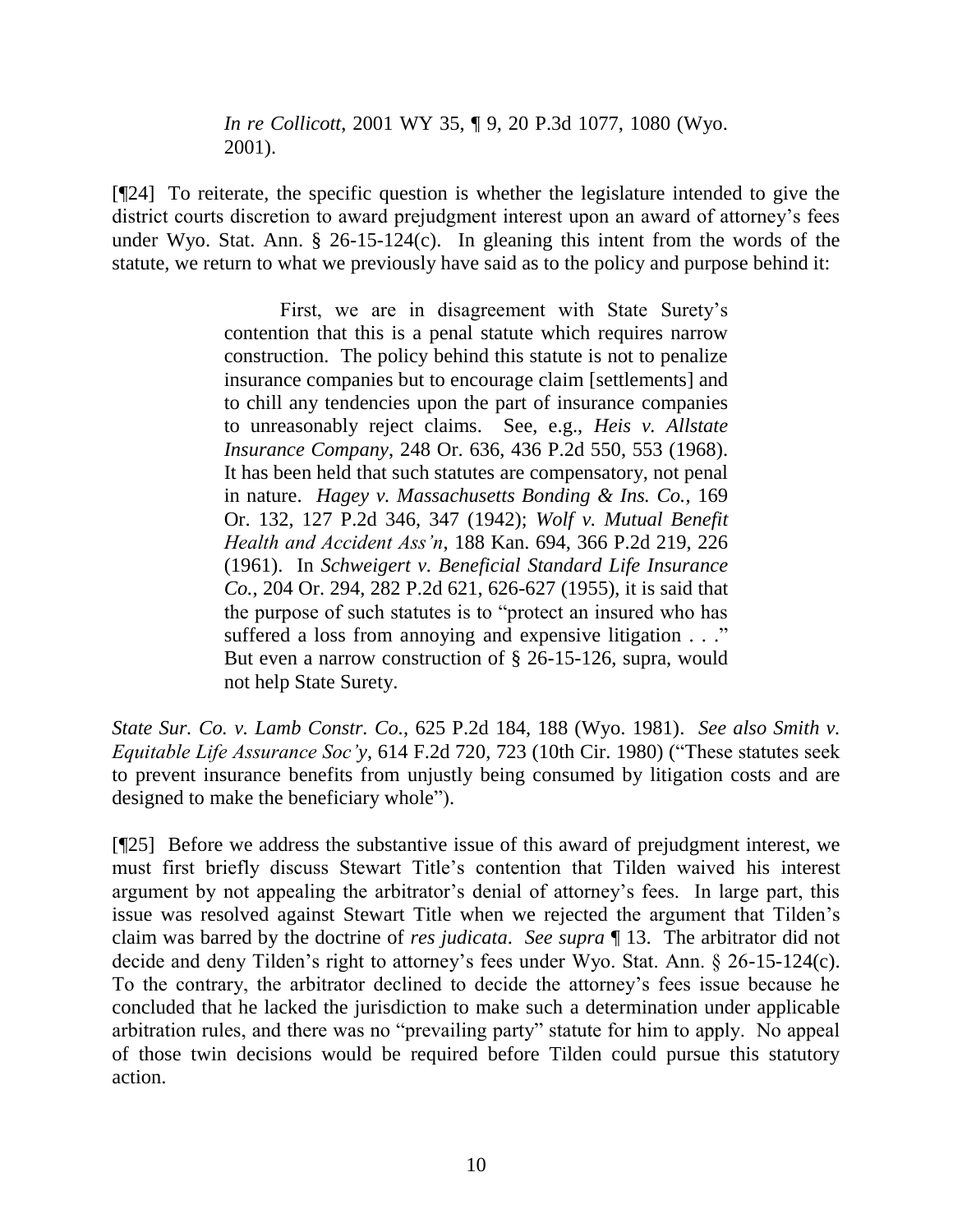> *In re Collicott*, 2001 WY 35, ¶ 9, 20 P.3d 1077, 1080 (Wyo. 2001).

[¶24] To reiterate, the specific question is whether the legislature intended to give the district courts discretion to award prejudgment interest upon an award of attorney's fees under Wyo. Stat. Ann. § 26-15-124(c). In gleaning this intent from the words of the statute, we return to what we previously have said as to the policy and purpose behind it:

> First, we are in disagreement with State Surety's contention that this is a penal statute which requires narrow construction. The policy behind this statute is not to penalize insurance companies but to encourage claim [settlements] and to chill any tendencies upon the part of insurance companies to unreasonably reject claims. See, e.g., *Heis v. Allstate Insurance Company*, 248 Or. 636, 436 P.2d 550, 553 (1968). It has been held that such statutes are compensatory, not penal in nature. *Hagey v. Massachusetts Bonding & Ins. Co.*, 169 Or. 132, 127 P.2d 346, 347 (1942); *Wolf v. Mutual Benefit Health and Accident Ass'n*, 188 Kan. 694, 366 P.2d 219, 226 (1961). In *Schweigert v. Beneficial Standard Life Insurance Co.*, 204 Or. 294, 282 P.2d 621, 626-627 (1955), it is said that the purpose of such statutes is to "protect an insured who has suffered a loss from annoying and expensive litigation . . ." But even a narrow construction of § 26-15-126, supra, would not help State Surety.

*State Sur. Co. v. Lamb Constr. Co.*, 625 P.2d 184, 188 (Wyo. 1981). *See also Smith v. Equitable Life Assurance Soc'y*, 614 F.2d 720, 723 (10th Cir. 1980) ("These statutes seek to prevent insurance benefits from unjustly being consumed by litigation costs and are designed to make the beneficiary whole").

[¶25] Before we address the substantive issue of this award of prejudgment interest, we must first briefly discuss Stewart Title's contention that Tilden waived his interest argument by not appealing the arbitrator's denial of attorney's fees. In large part, this issue was resolved against Stewart Title when we rejected the argument that Tilden's claim was barred by the doctrine of *res judicata*. *See supra* ¶ 13. The arbitrator did not decide and deny Tilden's right to attorney's fees under Wyo. Stat. Ann. § 26-15-124(c). To the contrary, the arbitrator declined to decide the attorney's fees issue because he concluded that he lacked the jurisdiction to make such a determination under applicable arbitration rules, and there was no "prevailing party" statute for him to apply. No appeal of those twin decisions would be required before Tilden could pursue this statutory action.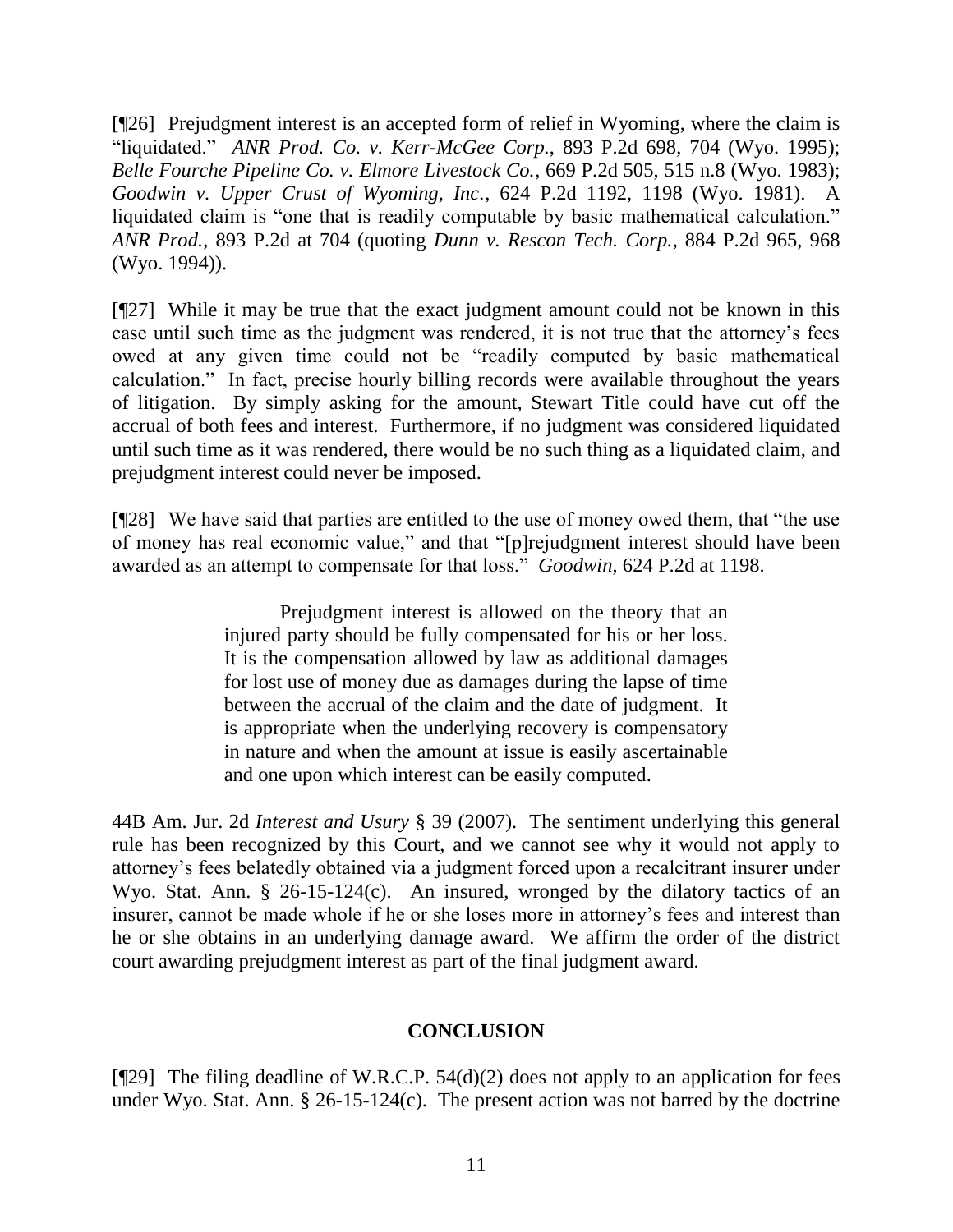[¶26] Prejudgment interest is an accepted form of relief in Wyoming, where the claim is "liquidated." *ANR Prod. Co. v. Kerr-McGee Corp.*, 893 P.2d 698, 704 (Wyo. 1995); *Belle Fourche Pipeline Co. v. Elmore Livestock Co.*, 669 P.2d 505, 515 n.8 (Wyo. 1983); *Goodwin v. Upper Crust of Wyoming, Inc.*, 624 P.2d 1192, 1198 (Wyo. 1981). A liquidated claim is "one that is readily computable by basic mathematical calculation." *ANR Prod.*, 893 P.2d at 704 (quoting *Dunn v. Rescon Tech. Corp.*, 884 P.2d 965, 968 (Wyo. 1994)).

[¶27] While it may be true that the exact judgment amount could not be known in this case until such time as the judgment was rendered, it is not true that the attorney's fees owed at any given time could not be "readily computed by basic mathematical calculation." In fact, precise hourly billing records were available throughout the years of litigation. By simply asking for the amount, Stewart Title could have cut off the accrual of both fees and interest. Furthermore, if no judgment was considered liquidated until such time as it was rendered, there would be no such thing as a liquidated claim, and prejudgment interest could never be imposed.

[¶28] We have said that parties are entitled to the use of money owed them, that "the use of money has real economic value," and that "[p]rejudgment interest should have been awarded as an attempt to compensate for that loss." *Goodwin*, 624 P.2d at 1198.

> Prejudgment interest is allowed on the theory that an injured party should be fully compensated for his or her loss. It is the compensation allowed by law as additional damages for lost use of money due as damages during the lapse of time between the accrual of the claim and the date of judgment. It is appropriate when the underlying recovery is compensatory in nature and when the amount at issue is easily ascertainable and one upon which interest can be easily computed.

44B Am. Jur. 2d *Interest and Usury* § 39 (2007). The sentiment underlying this general rule has been recognized by this Court, and we cannot see why it would not apply to attorney's fees belatedly obtained via a judgment forced upon a recalcitrant insurer under Wyo. Stat. Ann. § 26-15-124(c). An insured, wronged by the dilatory tactics of an insurer, cannot be made whole if he or she loses more in attorney's fees and interest than he or she obtains in an underlying damage award. We affirm the order of the district court awarding prejudgment interest as part of the final judgment award.

## CONCLUSION

[¶29] The filing deadline of W.R.C.P. 54(d)(2) does not apply to an application for fees under Wyo. Stat. Ann. § 26-15-124(c). The present action was not barred by the doctrine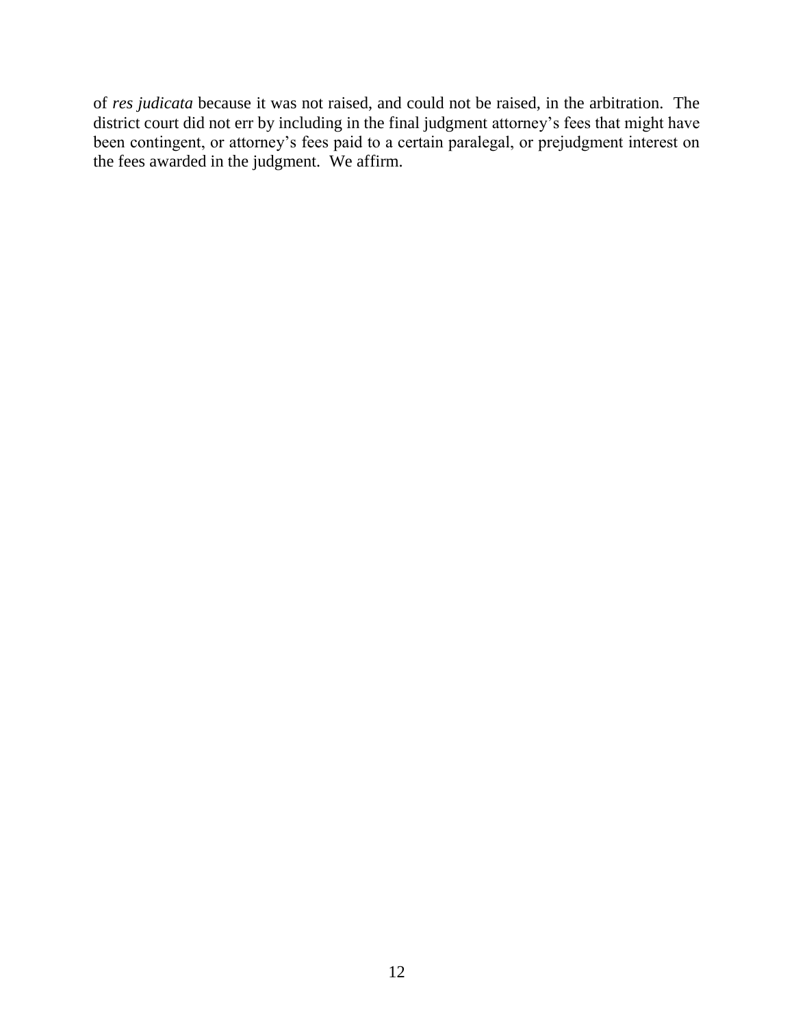of *res judicata* because it was not raised, and could not be raised, in the arbitration. The district court did not err by including in the final judgment attorney's fees that might have been contingent, or attorney's fees paid to a certain paralegal, or prejudgment interest on the fees awarded in the judgment. We affirm.